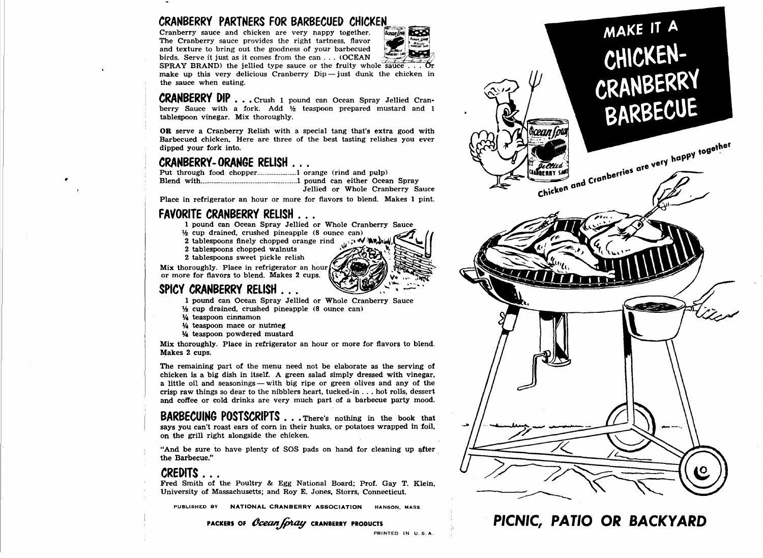## CRANBERRY PARTNERS FOR BARBECUED CHICKEN

Cranberry sauce and chicken are very happy together. The Cranberry sauce provides the right tartness, flavor and texture to bring out the goodness of your barbecued birds. Serve it just as it comes from the can . . . (OCEAN SPRAY BRAND) the jellied type sauce or the fruity whole sauce . . . Or make up this very delicious Cranberry Dip — just dunk the chicken in the sauce when eating.

**CRANBERRY DIP . . .** Crush 1 pound can Ocean Spray Jellied Cranberry Sauce with a fork. Add ½ teaspoon prepared mustard and 1 tablespoon vinegar. Mix thoroughly.

**OR** serve a Cranberry Relish with a special tang that's extra good with Barbecued chicken. Here are three of the best tasting relishes you ever dipped your fork into.

### CRANBERRY-ORANGE RELISH . . .

Put through food chopper......................1 orange (rind and pulp)
Blend with......................................................1 pound can either Ocean Spray Jellied or Whole Cranberry Sauce

Place in refrigerator an hour or more for flavors to blend. Makes 1 pint.

### FAVORITE CRANBERRY RELISH . . .

- 1 pound can Ocean Spray Jellied or Whole Cranberry Sauce
- ½ cup drained, crushed pineapple (8 ounce can)
- 2 tablespoons finely chopped orange rind
- 2 tablespoons chopped walnuts
- 2 tablespoons sweet pickle relish

Mix thoroughly. Place in refrigerator an hour or more for flavors to blend. Makes 2 cups.

### SPICY CRANBERRY RELISH . . .

- 1 pound can Ocean Spray Jellied or Whole Cranberry Sauce
- ½ cup drained, crushed pineapple (8 ounce can)
- ¼ teaspoon cinnamon
- ¼ teaspoon mace or nutmeg
- ¼ teaspoon powdered mustard

Mix thoroughly. Place in refrigerator an hour or more for flavors to blend. Makes 2 cups.

The remaining part of the menu need not be elaborate as the serving of chicken is a big dish in itself. A green salad simply dressed with vinegar, a little oil and seasonings — with big ripe or green olives and any of the crisp raw things so dear to the nibblers heart, tucked-in . . . hot rolls, dessert and coffee or cold drinks are very much part of a barbecue party mood.

**BARBECUING POSTSCRIPTS . . .** There's nothing in the book that says you can't roast ears of corn in their husks, or potatoes wrapped in foil, on the grill right alongside the chicken.

"And be sure to have plenty of SOS pads on hand for cleaning up after the Barbecue."

### CREDITS . . .

Fred Smith of the Poultry & Egg National Board; Prof. Gay T. Klein, University of Massachusetts; and Roy E. Jones, Storrs, Connecticut.

PUBLISHED BY NATIONAL CRANBERRY ASSOCIATION HANSON, MASS.

PACKERS OF *Ocean Spray* CRANBERRY PRODUCTS

PRINTED IN U.S.A.

# MAKE IT A CHICKEN-CRANBERRY BARBECUE

Chicken and Cranberries are very happy together

## PICNIC, PATIO OR BACKYARD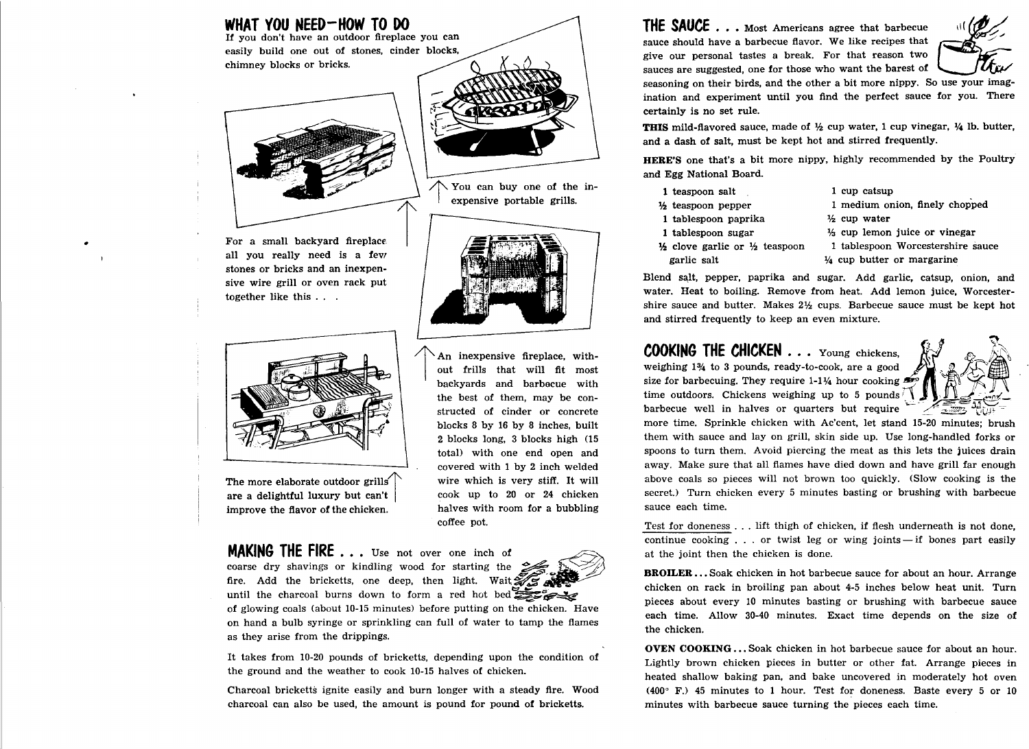## WHAT YOU NEED—HOW TO DO

If you don't have an outdoor fireplace you can easily build one out of stones, cinder blocks, chimney blocks or bricks.

For a small backyard fireplace all you really need is a few stones or bricks and an inexpensive wire grill or oven rack put together like this . . .

You can buy one of the inexpensive portable grills.

The more elaborate outdoor grills are a delightful luxury but can't improve the flavor of the chicken.

An inexpensive fireplace, without frills that will fit most backyards and barbecue with the best of them, may be constructed of cinder or concrete blocks 8 by 16 by 8 inches, built 2 blocks long, 3 blocks high (15 total) with one end open and covered with 1 by 2 inch welded wire which is very stiff. It will cook up to 20 or 24 chicken halves with room for a bubbling coffee pot.

## MAKING THE FIRE . . .

Use not over one inch of coarse dry shavings or kindling wood for starting the fire. Add the bricketts, one deep, then light. Wait until the charcoal burns down to form a red hot bed of glowing coals (about 10-15 minutes) before putting on the chicken. Have on hand a bulb syringe or sprinkling can full of water to tamp the flames as they arise from the drippings.

It takes from 10-20 pounds of bricketts, depending upon the condition of the ground and the weather to cook 10-15 halves of chicken.

Charcoal bricketts ignite easily and burn longer with a steady fire. Wood charcoal can also be used, the amount is pound for pound of bricketts.

## THE SAUCE . . .

Most Americans agree that barbecue sauce should have a barbecue flavor. We like recipes that give our personal tastes a break. For that reason two sauces are suggested, one for those who want the barest of seasoning on their birds, and the other a bit more nippy. So use your imagination and experiment until you find the perfect sauce for you. There certainly is no set rule.

**THIS** mild-flavored sauce, made of ½ cup water, 1 cup vinegar, ¼ lb. butter, and a dash of salt, must be kept hot and stirred frequently.

**HERE'S** one that's a bit more nippy, highly recommended by the Poultry and Egg National Board.

- 1 teaspoon salt
- ½ teaspoon pepper
- 1 tablespoon paprika
- 1 tablespoon sugar
- ½ clove garlic or ½ teaspoon garlic salt
- 1 cup catsup
- 1 medium onion, finely chopped
- ½ cup water
- ⅓ cup lemon juice or vinegar
- 1 tablespoon Worcestershire sauce
- ¼ cup butter or margarine

Blend salt, pepper, paprika and sugar. Add garlic, catsup, onion, and water. Heat to boiling. Remove from heat. Add lemon juice, Worcestershire sauce and butter. Makes 2½ cups. Barbecue sauce must be kept hot and stirred frequently to keep an even mixture.

## COOKING THE CHICKEN . . .

Young chickens, weighing 1¾ to 3 pounds, ready-to-cook, are a good size for barbecuing. They require 1-1¼ hour cooking time outdoors. Chickens weighing up to 5 pounds barbecue well in halves or quarters but require more time. Sprinkle chicken with Ac'cent, let stand 15-20 minutes; brush them with sauce and lay on grill, skin side up. Use long-handled forks or spoons to turn them. Avoid piercing the meat as this lets the juices drain away. Make sure that all flames have died down and have grill far enough above coals so pieces will not brown too quickly. (Slow cooking is the secret.) Turn chicken every 5 minutes basting or brushing with barbecue sauce each time.

Test for doneness . . . lift thigh of chicken, if flesh underneath is not done, continue cooking . . . or twist leg or wing joints—if bones part easily at the joint then the chicken is done.

**BROILER . . .** Soak chicken in hot barbecue sauce for about an hour. Arrange chicken on rack in broiling pan about 4-5 inches below heat unit. Turn pieces about every 10 minutes basting or brushing with barbecue sauce each time. Allow 30-40 minutes. Exact time depends on the size of the chicken.

**OVEN COOKING . . .** Soak chicken in hot barbecue sauce for about an hour. Lightly brown chicken pieces in butter or other fat. Arrange pieces in heated shallow baking pan, and bake uncovered in moderately hot oven (400° F.) 45 minutes to 1 hour. Test for doneness. Baste every 5 or 10 minutes with barbecue sauce turning the pieces each time.